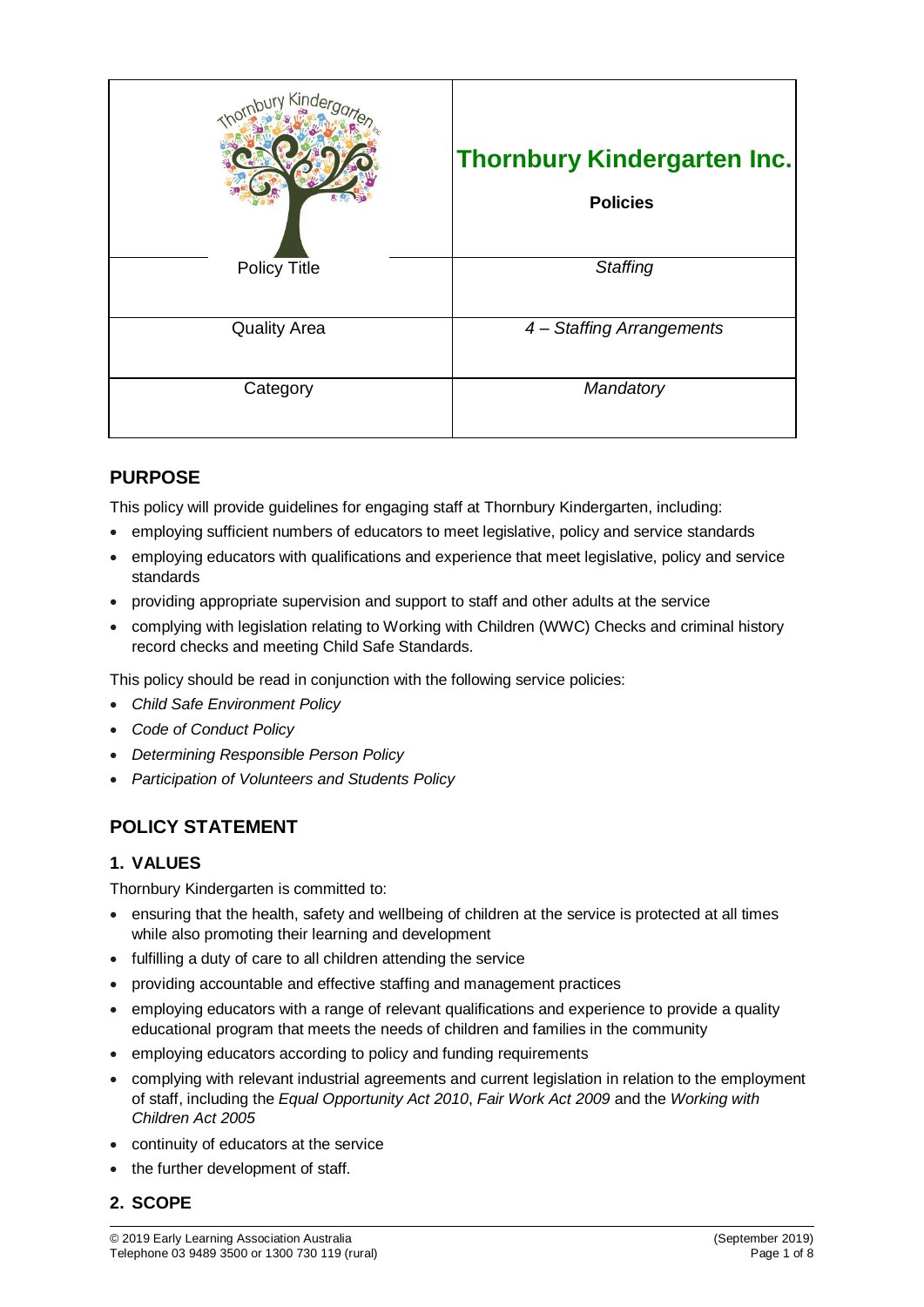| | |
|---|---|
| | **Thornbury Kindergarten Inc.** **Policies** |
| Policy Title | *Staffing* |
| Quality Area | *4 – Staffing Arrangements* |
| Category | *Mandatory* |

## PURPOSE

This policy will provide guidelines for engaging staff at Thornbury Kindergarten, including:

- employing sufficient numbers of educators to meet legislative, policy and service standards
- employing educators with qualifications and experience that meet legislative, policy and service standards
- providing appropriate supervision and support to staff and other adults at the service
- complying with legislation relating to Working with Children (WWC) Checks and criminal history record checks and meeting Child Safe Standards.

This policy should be read in conjunction with the following service policies:

- *Child Safe Environment Policy*
- *Code of Conduct Policy*
- *Determining Responsible Person Policy*
- *Participation of Volunteers and Students Policy*

## POLICY STATEMENT

### 1. VALUES

Thornbury Kindergarten is committed to:

- ensuring that the health, safety and wellbeing of children at the service is protected at all times while also promoting their learning and development
- fulfilling a duty of care to all children attending the service
- providing accountable and effective staffing and management practices
- employing educators with a range of relevant qualifications and experience to provide a quality educational program that meets the needs of children and families in the community
- employing educators according to policy and funding requirements
- complying with relevant industrial agreements and current legislation in relation to the employment of staff, including the *Equal Opportunity Act 2010*, *Fair Work Act 2009* and the *Working with Children Act 2005*
- continuity of educators at the service
- the further development of staff.

### 2. SCOPE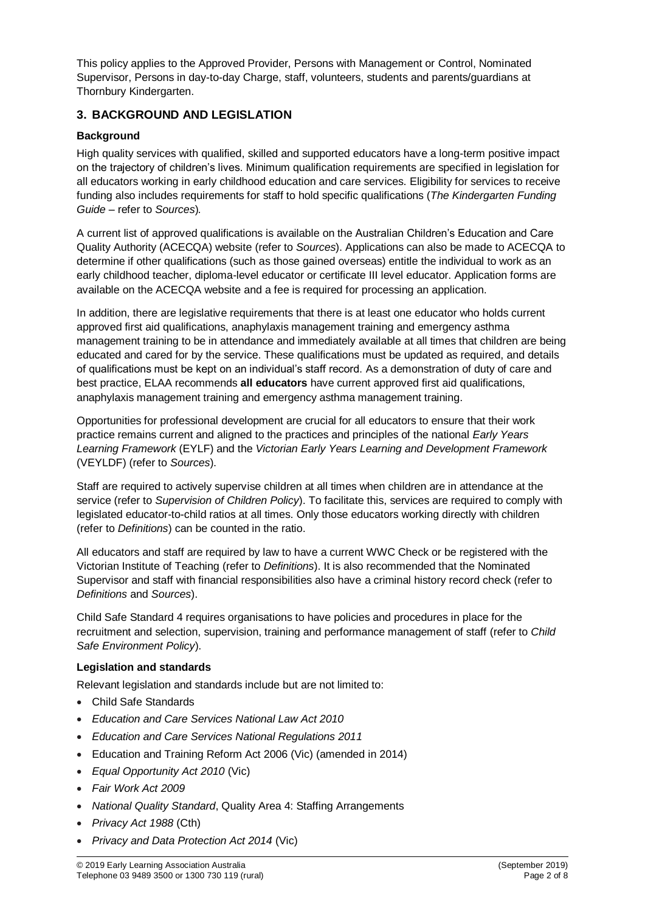This policy applies to the Approved Provider, Persons with Management or Control, Nominated Supervisor, Persons in day-to-day Charge, staff, volunteers, students and parents/guardians at Thornbury Kindergarten.

## 3. BACKGROUND AND LEGISLATION

### Background

High quality services with qualified, skilled and supported educators have a long-term positive impact on the trajectory of children's lives. Minimum qualification requirements are specified in legislation for all educators working in early childhood education and care services. Eligibility for services to receive funding also includes requirements for staff to hold specific qualifications (*The Kindergarten Funding Guide* – refer to *Sources*).

A current list of approved qualifications is available on the Australian Children's Education and Care Quality Authority (ACECQA) website (refer to *Sources*). Applications can also be made to ACECQA to determine if other qualifications (such as those gained overseas) entitle the individual to work as an early childhood teacher, diploma-level educator or certificate III level educator. Application forms are available on the ACECQA website and a fee is required for processing an application.

In addition, there are legislative requirements that there is at least one educator who holds current approved first aid qualifications, anaphylaxis management training and emergency asthma management training to be in attendance and immediately available at all times that children are being educated and cared for by the service. These qualifications must be updated as required, and details of qualifications must be kept on an individual's staff record. As a demonstration of duty of care and best practice, ELAA recommends **all educators** have current approved first aid qualifications, anaphylaxis management training and emergency asthma management training.

Opportunities for professional development are crucial for all educators to ensure that their work practice remains current and aligned to the practices and principles of the national *Early Years Learning Framework* (EYLF) and the *Victorian Early Years Learning and Development Framework* (VEYLDF) (refer to *Sources*).

Staff are required to actively supervise children at all times when children are in attendance at the service (refer to *Supervision of Children Policy*). To facilitate this, services are required to comply with legislated educator-to-child ratios at all times. Only those educators working directly with children (refer to *Definitions*) can be counted in the ratio.

All educators and staff are required by law to have a current WWC Check or be registered with the Victorian Institute of Teaching (refer to *Definitions*). It is also recommended that the Nominated Supervisor and staff with financial responsibilities also have a criminal history record check (refer to *Definitions* and *Sources*).

Child Safe Standard 4 requires organisations to have policies and procedures in place for the recruitment and selection, supervision, training and performance management of staff (refer to *Child Safe Environment Policy*).

### Legislation and standards

Relevant legislation and standards include but are not limited to:

- Child Safe Standards
- *Education and Care Services National Law Act 2010*
- *Education and Care Services National Regulations 2011*
- Education and Training Reform Act 2006 (Vic) (amended in 2014)
- *Equal Opportunity Act 2010* (Vic)
- *Fair Work Act 2009*
- *National Quality Standard*, Quality Area 4: Staffing Arrangements
- *Privacy Act 1988* (Cth)
- *Privacy and Data Protection Act 2014* (Vic)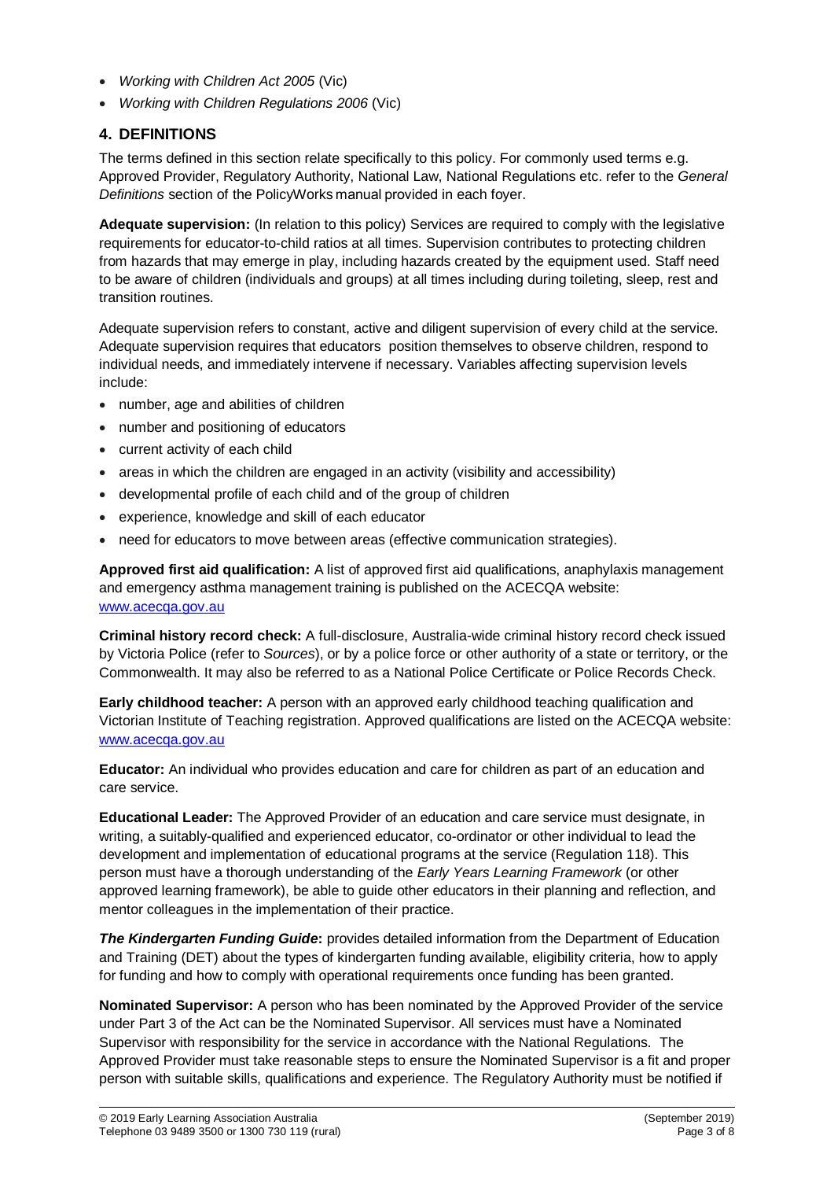- *Working with Children Act 2005* (Vic)
- *Working with Children Regulations 2006* (Vic)

## 4. DEFINITIONS

The terms defined in this section relate specifically to this policy. For commonly used terms e.g. Approved Provider, Regulatory Authority, National Law, National Regulations etc. refer to the *General Definitions* section of the PolicyWorks manual provided in each foyer.

**Adequate supervision:** (In relation to this policy) Services are required to comply with the legislative requirements for educator-to-child ratios at all times. Supervision contributes to protecting children from hazards that may emerge in play, including hazards created by the equipment used. Staff need to be aware of children (individuals and groups) at all times including during toileting, sleep, rest and transition routines.

Adequate supervision refers to constant, active and diligent supervision of every child at the service. Adequate supervision requires that educators position themselves to observe children, respond to individual needs, and immediately intervene if necessary. Variables affecting supervision levels include:

- number, age and abilities of children
- number and positioning of educators
- current activity of each child
- areas in which the children are engaged in an activity (visibility and accessibility)
- developmental profile of each child and of the group of children
- experience, knowledge and skill of each educator
- need for educators to move between areas (effective communication strategies).

**Approved first aid qualification:** A list of approved first aid qualifications, anaphylaxis management and emergency asthma management training is published on the ACECQA website: www.acecqa.gov.au

**Criminal history record check:** A full-disclosure, Australia-wide criminal history record check issued by Victoria Police (refer to *Sources*), or by a police force or other authority of a state or territory, or the Commonwealth. It may also be referred to as a National Police Certificate or Police Records Check.

**Early childhood teacher:** A person with an approved early childhood teaching qualification and Victorian Institute of Teaching registration. Approved qualifications are listed on the ACECQA website: www.acecqa.gov.au

**Educator:** An individual who provides education and care for children as part of an education and care service.

**Educational Leader:** The Approved Provider of an education and care service must designate, in writing, a suitably-qualified and experienced educator, co-ordinator or other individual to lead the development and implementation of educational programs at the service (Regulation 118). This person must have a thorough understanding of the *Early Years Learning Framework* (or other approved learning framework), be able to guide other educators in their planning and reflection, and mentor colleagues in the implementation of their practice.

***The Kindergarten Funding Guide*:** provides detailed information from the Department of Education and Training (DET) about the types of kindergarten funding available, eligibility criteria, how to apply for funding and how to comply with operational requirements once funding has been granted.

**Nominated Supervisor:** A person who has been nominated by the Approved Provider of the service under Part 3 of the Act can be the Nominated Supervisor. All services must have a Nominated Supervisor with responsibility for the service in accordance with the National Regulations. The Approved Provider must take reasonable steps to ensure the Nominated Supervisor is a fit and proper person with suitable skills, qualifications and experience. The Regulatory Authority must be notified if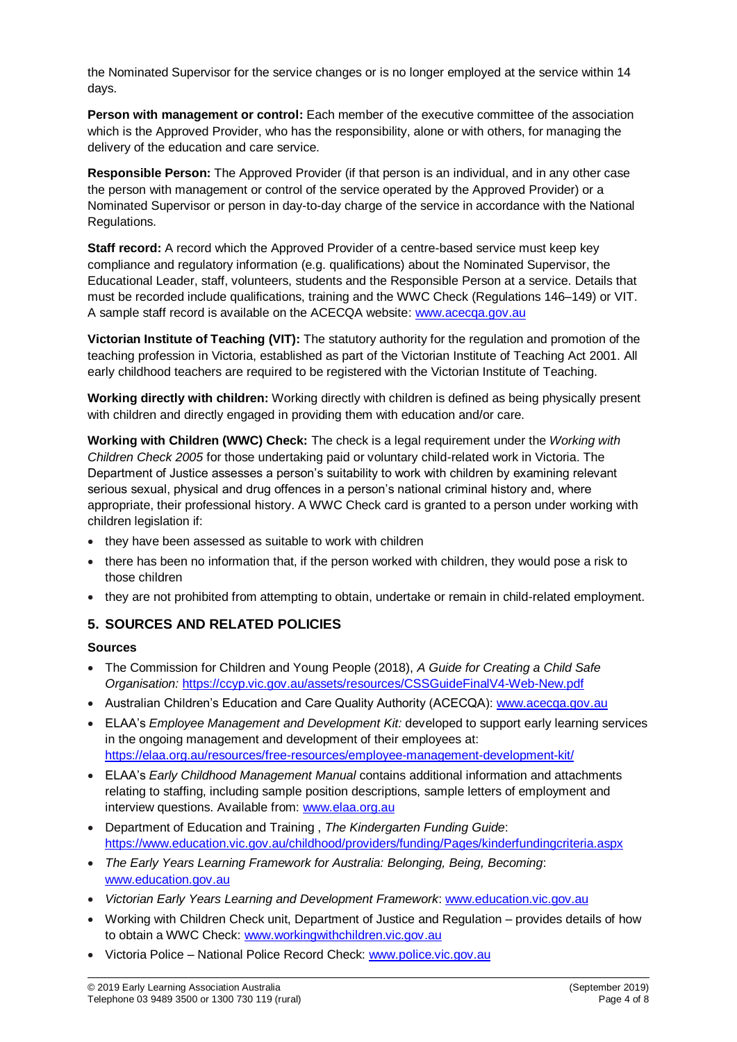the Nominated Supervisor for the service changes or is no longer employed at the service within 14 days.

**Person with management or control:** Each member of the executive committee of the association which is the Approved Provider, who has the responsibility, alone or with others, for managing the delivery of the education and care service.

**Responsible Person:** The Approved Provider (if that person is an individual, and in any other case the person with management or control of the service operated by the Approved Provider) or a Nominated Supervisor or person in day-to-day charge of the service in accordance with the National Regulations.

**Staff record:** A record which the Approved Provider of a centre-based service must keep key compliance and regulatory information (e.g. qualifications) about the Nominated Supervisor, the Educational Leader, staff, volunteers, students and the Responsible Person at a service. Details that must be recorded include qualifications, training and the WWC Check (Regulations 146–149) or VIT. A sample staff record is available on the ACECQA website: www.acecqa.gov.au

**Victorian Institute of Teaching (VIT):** The statutory authority for the regulation and promotion of the teaching profession in Victoria, established as part of the Victorian Institute of Teaching Act 2001. All early childhood teachers are required to be registered with the Victorian Institute of Teaching.

**Working directly with children:** Working directly with children is defined as being physically present with children and directly engaged in providing them with education and/or care.

**Working with Children (WWC) Check:** The check is a legal requirement under the *Working with Children Check 2005* for those undertaking paid or voluntary child-related work in Victoria. The Department of Justice assesses a person's suitability to work with children by examining relevant serious sexual, physical and drug offences in a person's national criminal history and, where appropriate, their professional history. A WWC Check card is granted to a person under working with children legislation if:

- they have been assessed as suitable to work with children
- there has been no information that, if the person worked with children, they would pose a risk to those children
- they are not prohibited from attempting to obtain, undertake or remain in child-related employment.

## 5. SOURCES AND RELATED POLICIES

### Sources

- The Commission for Children and Young People (2018), *A Guide for Creating a Child Safe Organisation:* https://ccyp.vic.gov.au/assets/resources/CSSGuideFinalV4-Web-New.pdf
- Australian Children's Education and Care Quality Authority (ACECQA): www.acecqa.gov.au
- ELAA's *Employee Management and Development Kit:* developed to support early learning services in the ongoing management and development of their employees at: https://elaa.org.au/resources/free-resources/employee-management-development-kit/
- ELAA's *Early Childhood Management Manual* contains additional information and attachments relating to staffing, including sample position descriptions, sample letters of employment and interview questions. Available from: www.elaa.org.au
- Department of Education and Training , *The Kindergarten Funding Guide*: https://www.education.vic.gov.au/childhood/providers/funding/Pages/kinderfundingcriteria.aspx
- *The Early Years Learning Framework for Australia: Belonging, Being, Becoming*: www.education.gov.au
- *Victorian Early Years Learning and Development Framework*: www.education.vic.gov.au
- Working with Children Check unit, Department of Justice and Regulation – provides details of how to obtain a WWC Check: www.workingwithchildren.vic.gov.au
- Victoria Police – National Police Record Check: www.police.vic.gov.au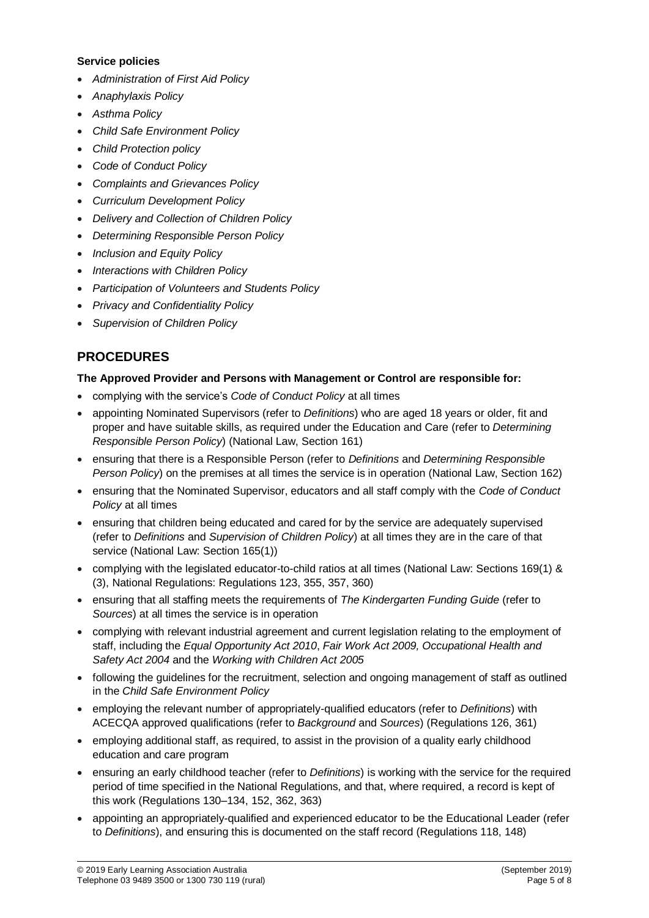**Service policies**

- *Administration of First Aid Policy*
- *Anaphylaxis Policy*
- *Asthma Policy*
- *Child Safe Environment Policy*
- *Child Protection policy*
- *Code of Conduct Policy*
- *Complaints and Grievances Policy*
- *Curriculum Development Policy*
- *Delivery and Collection of Children Policy*
- *Determining Responsible Person Policy*
- *Inclusion and Equity Policy*
- *Interactions with Children Policy*
- *Participation of Volunteers and Students Policy*
- *Privacy and Confidentiality Policy*
- *Supervision of Children Policy*

## PROCEDURES

**The Approved Provider and Persons with Management or Control are responsible for:**

- complying with the service's *Code of Conduct Policy* at all times
- appointing Nominated Supervisors (refer to *Definitions*) who are aged 18 years or older, fit and proper and have suitable skills, as required under the Education and Care (refer to *Determining Responsible Person Policy*) (National Law, Section 161)
- ensuring that there is a Responsible Person (refer to *Definitions* and *Determining Responsible Person Policy*) on the premises at all times the service is in operation (National Law, Section 162)
- ensuring that the Nominated Supervisor, educators and all staff comply with the *Code of Conduct Policy* at all times
- ensuring that children being educated and cared for by the service are adequately supervised (refer to *Definitions* and *Supervision of Children Policy*) at all times they are in the care of that service (National Law: Section 165(1))
- complying with the legislated educator-to-child ratios at all times (National Law: Sections 169(1) & (3), National Regulations: Regulations 123, 355, 357, 360)
- ensuring that all staffing meets the requirements of *The Kindergarten Funding Guide* (refer to *Sources*) at all times the service is in operation
- complying with relevant industrial agreement and current legislation relating to the employment of staff, including the *Equal Opportunity Act 2010*, *Fair Work Act 2009, Occupational Health and Safety Act 2004* and the *Working with Children Act 2005*
- following the guidelines for the recruitment, selection and ongoing management of staff as outlined in the *Child Safe Environment Policy*
- employing the relevant number of appropriately-qualified educators (refer to *Definitions*) with ACECQA approved qualifications (refer to *Background* and *Sources*) (Regulations 126, 361)
- employing additional staff, as required, to assist in the provision of a quality early childhood education and care program
- ensuring an early childhood teacher (refer to *Definitions*) is working with the service for the required period of time specified in the National Regulations, and that, where required, a record is kept of this work (Regulations 130–134, 152, 362, 363)
- appointing an appropriately-qualified and experienced educator to be the Educational Leader (refer to *Definitions*), and ensuring this is documented on the staff record (Regulations 118, 148)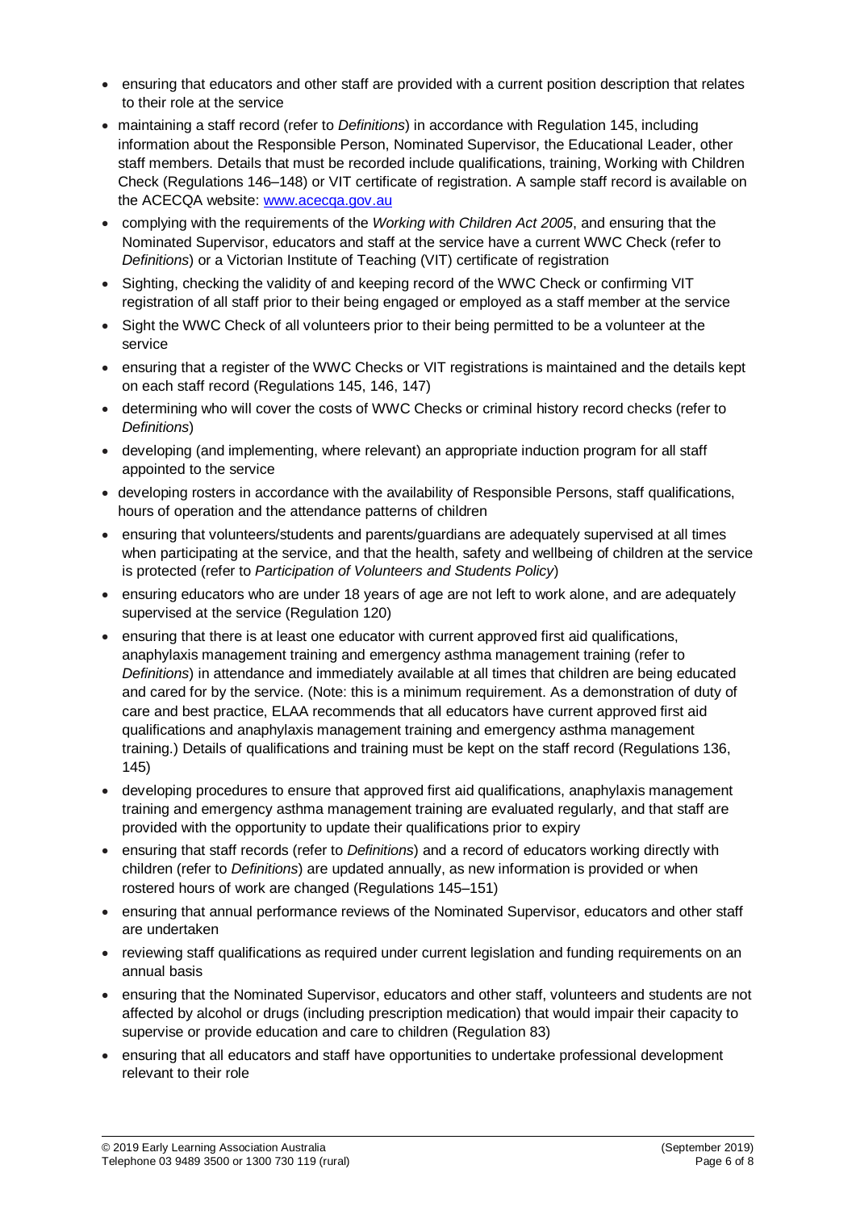- ensuring that educators and other staff are provided with a current position description that relates to their role at the service
- maintaining a staff record (refer to *Definitions*) in accordance with Regulation 145, including information about the Responsible Person, Nominated Supervisor, the Educational Leader, other staff members. Details that must be recorded include qualifications, training, Working with Children Check (Regulations 146–148) or VIT certificate of registration. A sample staff record is available on the ACECQA website: www.acecqa.gov.au
- complying with the requirements of the *Working with Children Act 2005*, and ensuring that the Nominated Supervisor, educators and staff at the service have a current WWC Check (refer to *Definitions*) or a Victorian Institute of Teaching (VIT) certificate of registration
- Sighting, checking the validity of and keeping record of the WWC Check or confirming VIT registration of all staff prior to their being engaged or employed as a staff member at the service
- Sight the WWC Check of all volunteers prior to their being permitted to be a volunteer at the service
- ensuring that a register of the WWC Checks or VIT registrations is maintained and the details kept on each staff record (Regulations 145, 146, 147)
- determining who will cover the costs of WWC Checks or criminal history record checks (refer to *Definitions*)
- developing (and implementing, where relevant) an appropriate induction program for all staff appointed to the service
- developing rosters in accordance with the availability of Responsible Persons, staff qualifications, hours of operation and the attendance patterns of children
- ensuring that volunteers/students and parents/guardians are adequately supervised at all times when participating at the service, and that the health, safety and wellbeing of children at the service is protected (refer to *Participation of Volunteers and Students Policy*)
- ensuring educators who are under 18 years of age are not left to work alone, and are adequately supervised at the service (Regulation 120)
- ensuring that there is at least one educator with current approved first aid qualifications, anaphylaxis management training and emergency asthma management training (refer to *Definitions*) in attendance and immediately available at all times that children are being educated and cared for by the service. (Note: this is a minimum requirement. As a demonstration of duty of care and best practice, ELAA recommends that all educators have current approved first aid qualifications and anaphylaxis management training and emergency asthma management training.) Details of qualifications and training must be kept on the staff record (Regulations 136, 145)
- developing procedures to ensure that approved first aid qualifications, anaphylaxis management training and emergency asthma management training are evaluated regularly, and that staff are provided with the opportunity to update their qualifications prior to expiry
- ensuring that staff records (refer to *Definitions*) and a record of educators working directly with children (refer to *Definitions*) are updated annually, as new information is provided or when rostered hours of work are changed (Regulations 145–151)
- ensuring that annual performance reviews of the Nominated Supervisor, educators and other staff are undertaken
- reviewing staff qualifications as required under current legislation and funding requirements on an annual basis
- ensuring that the Nominated Supervisor, educators and other staff, volunteers and students are not affected by alcohol or drugs (including prescription medication) that would impair their capacity to supervise or provide education and care to children (Regulation 83)
- ensuring that all educators and staff have opportunities to undertake professional development relevant to their role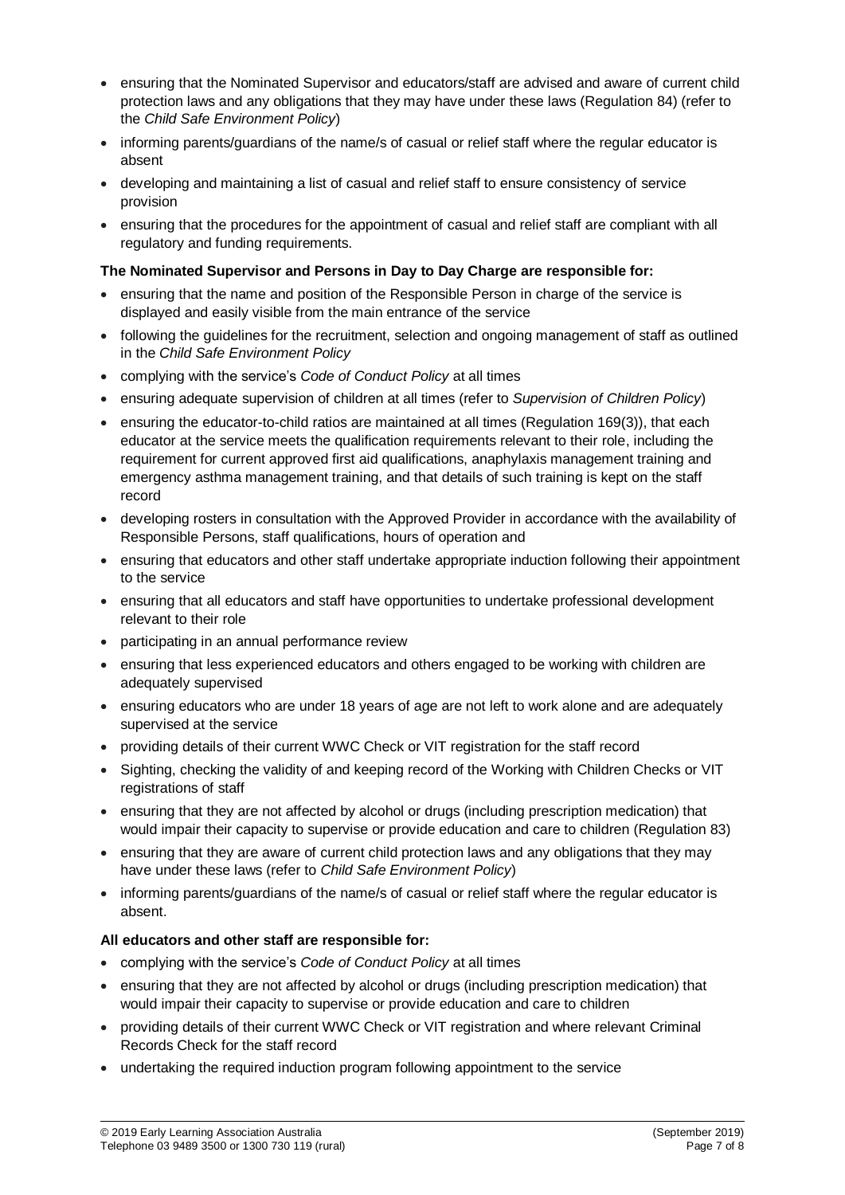- ensuring that the Nominated Supervisor and educators/staff are advised and aware of current child protection laws and any obligations that they may have under these laws (Regulation 84) (refer to the *Child Safe Environment Policy*)
- informing parents/guardians of the name/s of casual or relief staff where the regular educator is absent
- developing and maintaining a list of casual and relief staff to ensure consistency of service provision
- ensuring that the procedures for the appointment of casual and relief staff are compliant with all regulatory and funding requirements.

**The Nominated Supervisor and Persons in Day to Day Charge are responsible for:**

- ensuring that the name and position of the Responsible Person in charge of the service is displayed and easily visible from the main entrance of the service
- following the guidelines for the recruitment, selection and ongoing management of staff as outlined in the *Child Safe Environment Policy*
- complying with the service's *Code of Conduct Policy* at all times
- ensuring adequate supervision of children at all times (refer to *Supervision of Children Policy*)
- ensuring the educator-to-child ratios are maintained at all times (Regulation 169(3)), that each educator at the service meets the qualification requirements relevant to their role, including the requirement for current approved first aid qualifications, anaphylaxis management training and emergency asthma management training, and that details of such training is kept on the staff record
- developing rosters in consultation with the Approved Provider in accordance with the availability of Responsible Persons, staff qualifications, hours of operation and
- ensuring that educators and other staff undertake appropriate induction following their appointment to the service
- ensuring that all educators and staff have opportunities to undertake professional development relevant to their role
- participating in an annual performance review
- ensuring that less experienced educators and others engaged to be working with children are adequately supervised
- ensuring educators who are under 18 years of age are not left to work alone and are adequately supervised at the service
- providing details of their current WWC Check or VIT registration for the staff record
- Sighting, checking the validity of and keeping record of the Working with Children Checks or VIT registrations of staff
- ensuring that they are not affected by alcohol or drugs (including prescription medication) that would impair their capacity to supervise or provide education and care to children (Regulation 83)
- ensuring that they are aware of current child protection laws and any obligations that they may have under these laws (refer to *Child Safe Environment Policy*)
- informing parents/guardians of the name/s of casual or relief staff where the regular educator is absent.

**All educators and other staff are responsible for:**

- complying with the service's *Code of Conduct Policy* at all times
- ensuring that they are not affected by alcohol or drugs (including prescription medication) that would impair their capacity to supervise or provide education and care to children
- providing details of their current WWC Check or VIT registration and where relevant Criminal Records Check for the staff record
- undertaking the required induction program following appointment to the service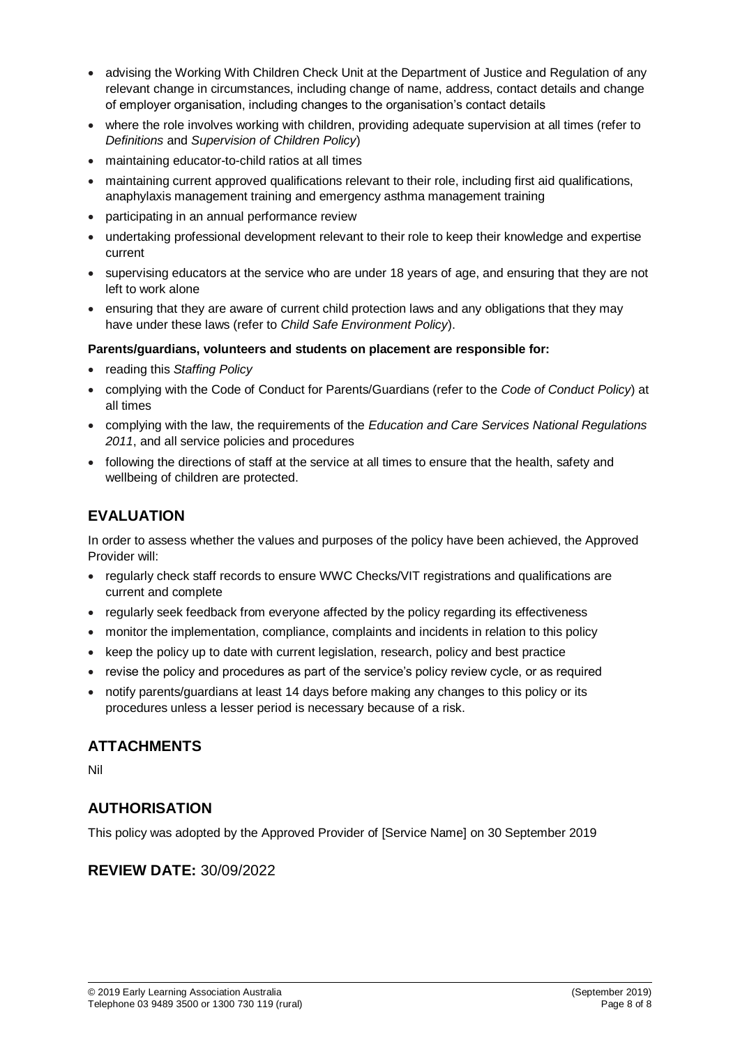- advising the Working With Children Check Unit at the Department of Justice and Regulation of any relevant change in circumstances, including change of name, address, contact details and change of employer organisation, including changes to the organisation's contact details
- where the role involves working with children, providing adequate supervision at all times (refer to *Definitions* and *Supervision of Children Policy*)
- maintaining educator-to-child ratios at all times
- maintaining current approved qualifications relevant to their role, including first aid qualifications, anaphylaxis management training and emergency asthma management training
- participating in an annual performance review
- undertaking professional development relevant to their role to keep their knowledge and expertise current
- supervising educators at the service who are under 18 years of age, and ensuring that they are not left to work alone
- ensuring that they are aware of current child protection laws and any obligations that they may have under these laws (refer to *Child Safe Environment Policy*).

**Parents/guardians, volunteers and students on placement are responsible for:**

- reading this *Staffing Policy*
- complying with the Code of Conduct for Parents/Guardians (refer to the *Code of Conduct Policy*) at all times
- complying with the law, the requirements of the *Education and Care Services National Regulations 2011*, and all service policies and procedures
- following the directions of staff at the service at all times to ensure that the health, safety and wellbeing of children are protected.

## EVALUATION

In order to assess whether the values and purposes of the policy have been achieved, the Approved Provider will:

- regularly check staff records to ensure WWC Checks/VIT registrations and qualifications are current and complete
- regularly seek feedback from everyone affected by the policy regarding its effectiveness
- monitor the implementation, compliance, complaints and incidents in relation to this policy
- keep the policy up to date with current legislation, research, policy and best practice
- revise the policy and procedures as part of the service's policy review cycle, or as required
- notify parents/guardians at least 14 days before making any changes to this policy or its procedures unless a lesser period is necessary because of a risk.

## ATTACHMENTS

Nil

## AUTHORISATION

This policy was adopted by the Approved Provider of [Service Name] on 30 September 2019

## REVIEW DATE: 30/09/2022